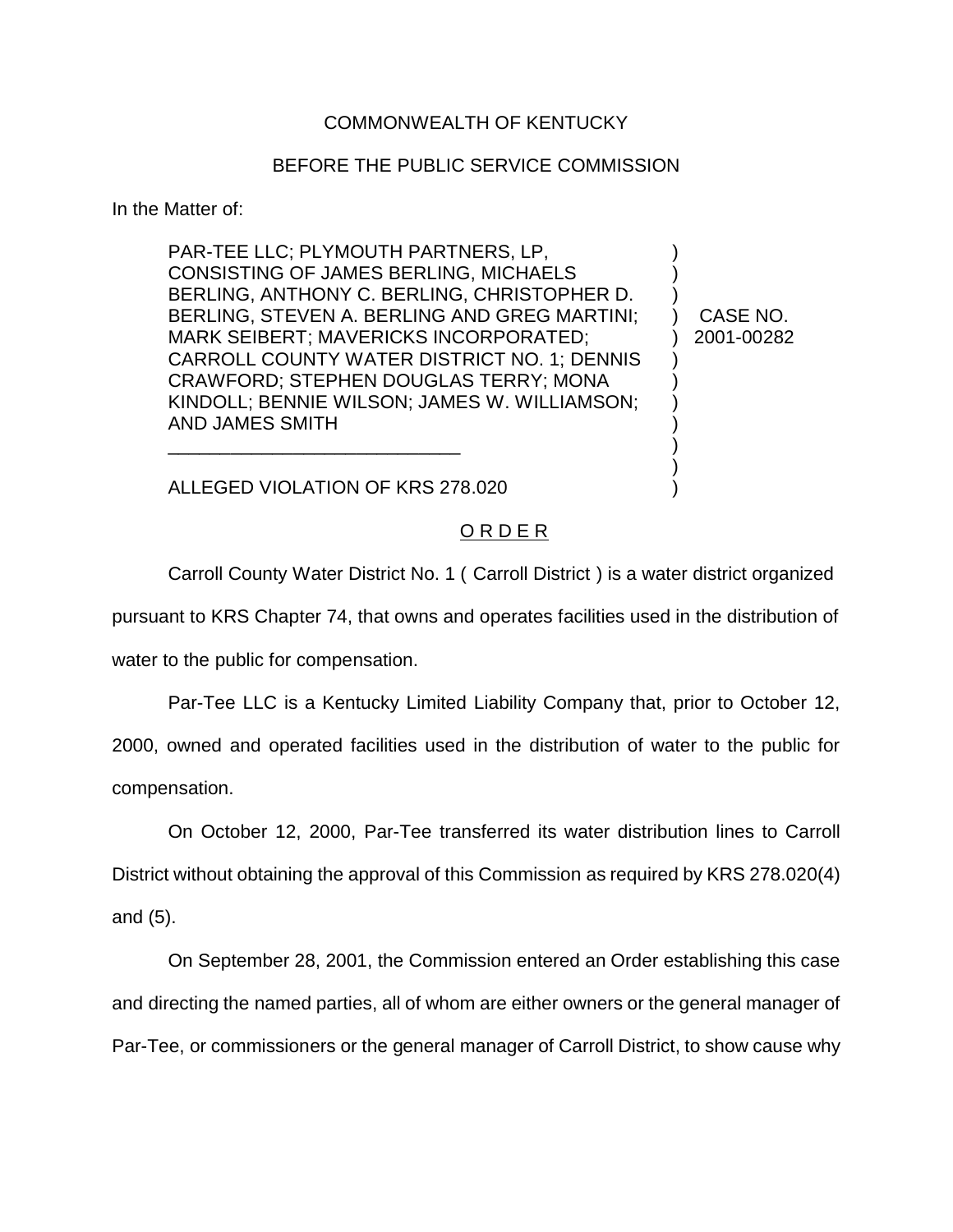COMMONWEALTH OF KENTUCKY

BEFORE THE PUBLIC SERVICE COMMISSION

In the Matter of:

| | | |
|---|---|---|
| PAR-TEE LLC; PLYMOUTH PARTNERS, LP, CONSISTING OF JAMES BERLING, MICHAELS BERLING, ANTHONY C. BERLING, CHRISTOPHER D. BERLING, STEVEN A. BERLING AND GREG MARTINI; MARK SEIBERT; MAVERICKS INCORPORATED; CARROLL COUNTY WATER DISTRICT NO. 1; DENNIS CRAWFORD; STEPHEN DOUGLAS TERRY; MONA KINDOLL; BENNIE WILSON; JAMES W. WILLIAMSON; AND JAMES SMITH | ) | CASE NO. 2001-00282 |
| ALLEGED VIOLATION OF KRS 278.020 | ) | |

O R D E R

Carroll County Water District No. 1 ( Carroll District ) is a water district organized pursuant to KRS Chapter 74, that owns and operates facilities used in the distribution of water to the public for compensation.

Par-Tee LLC is a Kentucky Limited Liability Company that, prior to October 12, 2000, owned and operated facilities used in the distribution of water to the public for compensation.

On October 12, 2000, Par-Tee transferred its water distribution lines to Carroll District without obtaining the approval of this Commission as required by KRS 278.020(4) and (5).

On September 28, 2001, the Commission entered an Order establishing this case and directing the named parties, all of whom are either owners or the general manager of Par-Tee, or commissioners or the general manager of Carroll District, to show cause why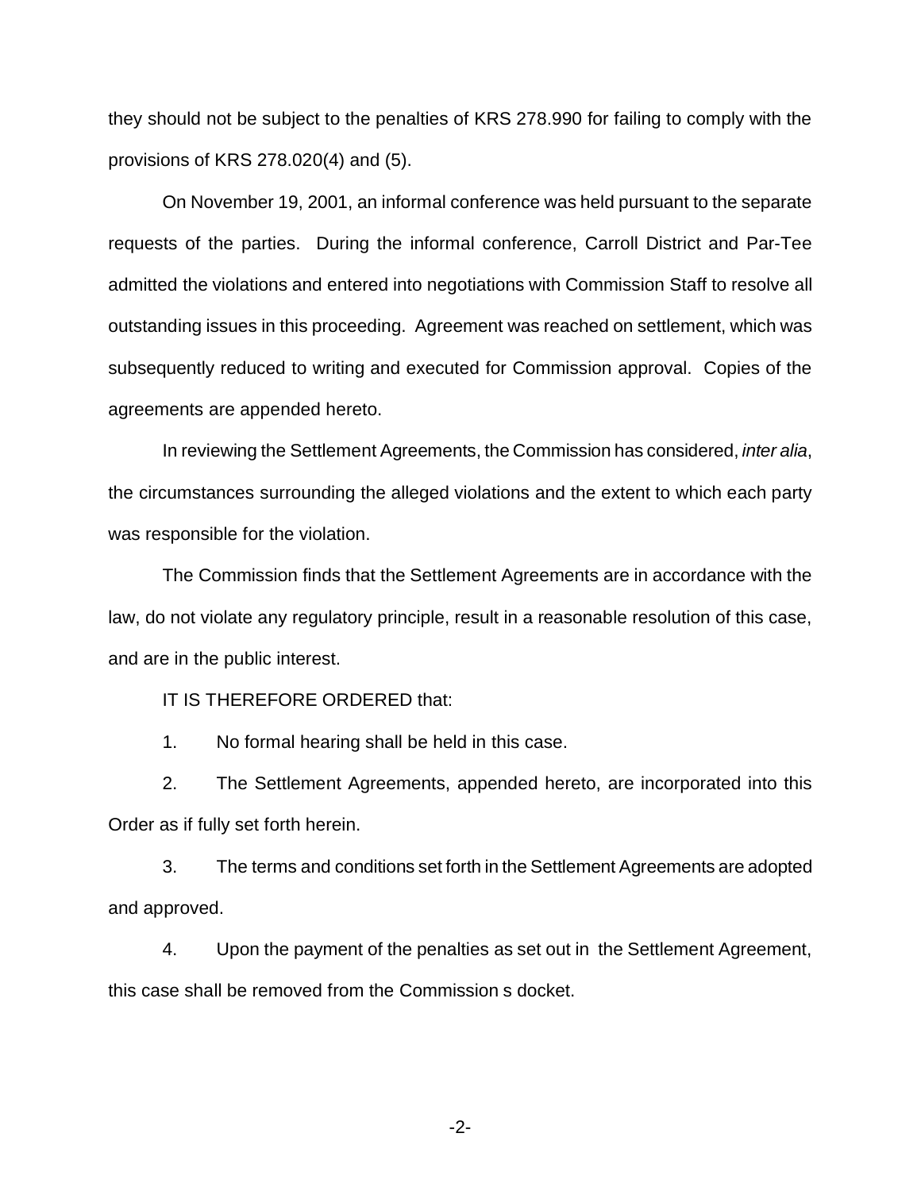they should not be subject to the penalties of KRS 278.990 for failing to comply with the provisions of KRS 278.020(4) and (5).

On November 19, 2001, an informal conference was held pursuant to the separate requests of the parties. During the informal conference, Carroll District and Par-Tee admitted the violations and entered into negotiations with Commission Staff to resolve all outstanding issues in this proceeding. Agreement was reached on settlement, which was subsequently reduced to writing and executed for Commission approval. Copies of the agreements are appended hereto.

In reviewing the Settlement Agreements, the Commission has considered, *inter alia*, the circumstances surrounding the alleged violations and the extent to which each party was responsible for the violation.

The Commission finds that the Settlement Agreements are in accordance with the law, do not violate any regulatory principle, result in a reasonable resolution of this case, and are in the public interest.

IT IS THEREFORE ORDERED that:

1. No formal hearing shall be held in this case.

2. The Settlement Agreements, appended hereto, are incorporated into this Order as if fully set forth herein.

3. The terms and conditions set forth in the Settlement Agreements are adopted and approved.

4. Upon the payment of the penalties as set out in the Settlement Agreement, this case shall be removed from the Commission s docket.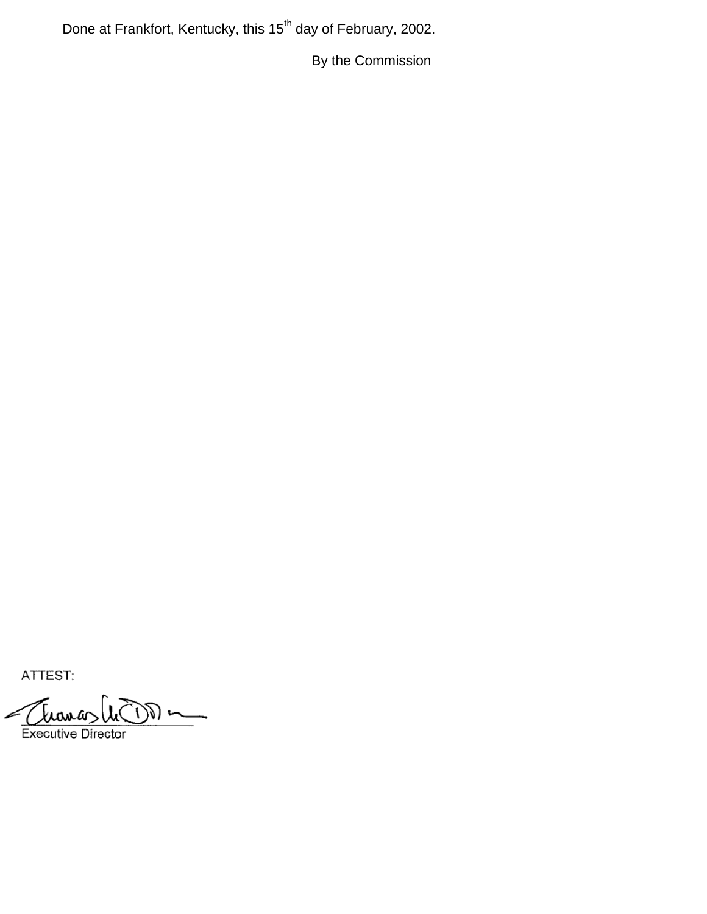Done at Frankfort, Kentucky, this 15th day of February, 2002.

By the Commission

ATTEST:

Executive Director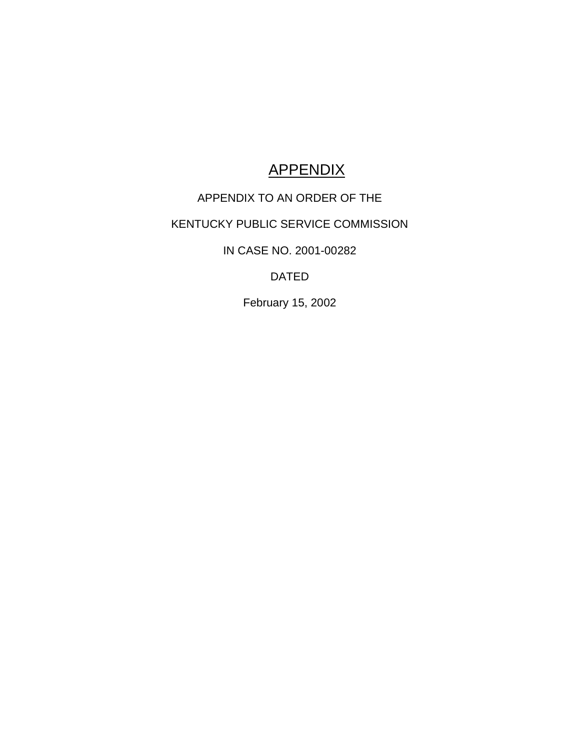# APPENDIX

APPENDIX TO AN ORDER OF THE

KENTUCKY PUBLIC SERVICE COMMISSION

IN CASE NO. 2001-00282

DATED

February 15, 2002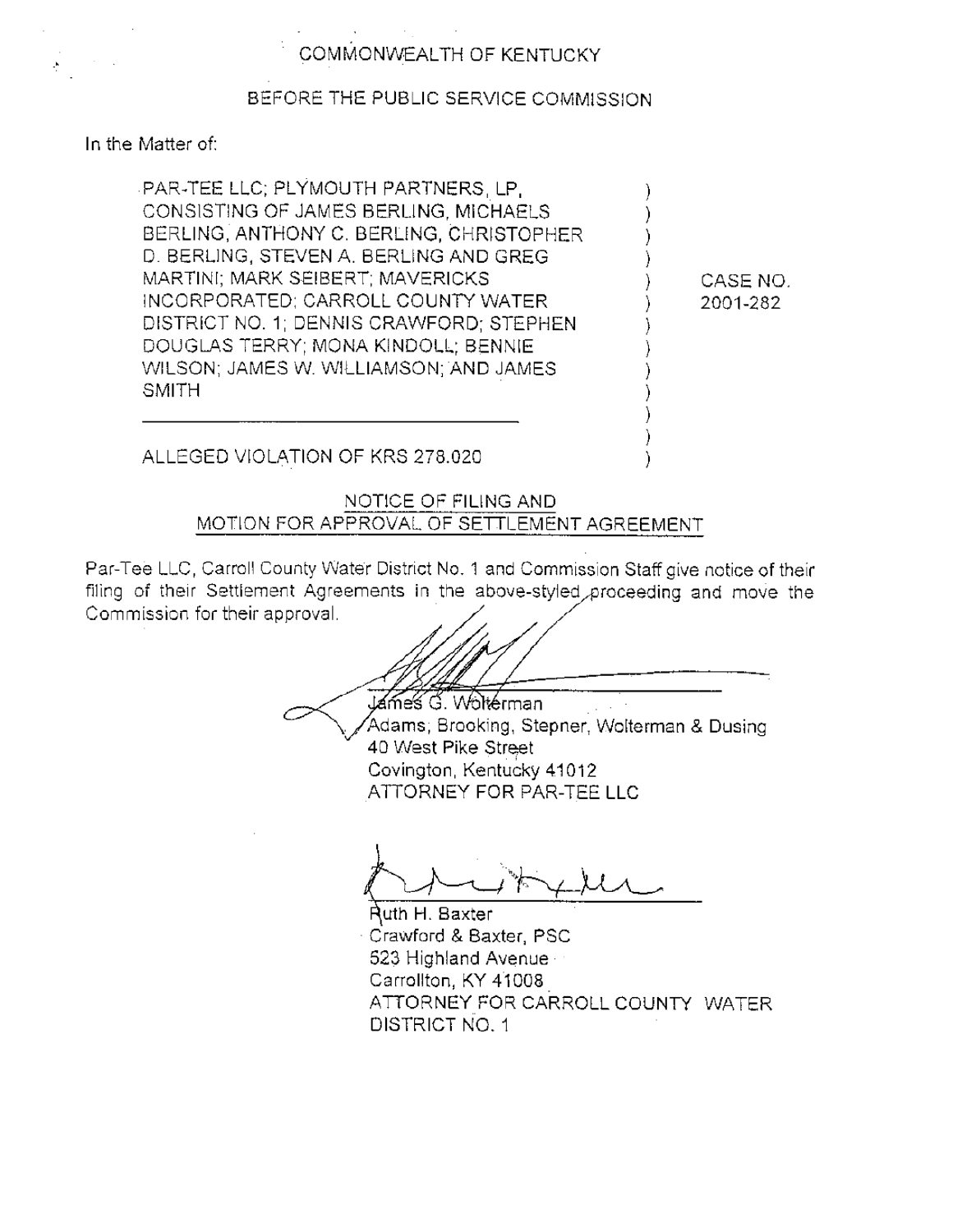COMMONWEALTH OF KENTUCKY

BEFORE THE PUBLIC SERVICE COMMISSION

In the Matter of:

| | | |
|---|---|---|
| PAR-TEE LLC; PLYMOUTH PARTNERS, LP, CONSISTING OF JAMES BERLING, MICHAELS BERLING, ANTHONY C. BERLING, CHRISTOPHER D. BERLING, STEVEN A. BERLING AND GREG MARTINI; MARK SEIBERT; MAVERICKS INCORPORATED; CARROLL COUNTY WATER DISTRICT NO. 1; DENNIS CRAWFORD; STEPHEN DOUGLAS TERRY; MONA KINDOLL; BENNIE WILSON; JAMES W. WILLIAMSON; AND JAMES SMITH<br><br>ALLEGED VIOLATION OF KRS 278.020 | ) | CASE NO. 2001-282 |

NOTICE OF FILING AND
MOTION FOR APPROVAL OF SETTLEMENT AGREEMENT

Par-Tee LLC, Carroll County Water District No. 1 and Commission Staff give notice of their filing of their Settlement Agreements in the above-styled proceeding and move the Commission for their approval.

James G. Wolterman
Adams, Brooking, Stepner, Wolterman & Dusing
40 West Pike Street
Covington, Kentucky 41012
ATTORNEY FOR PAR-TEE LLC

Ruth H. Baxter
Crawford & Baxter, PSC
523 Highland Avenue
Carrollton, KY 41008
ATTORNEY FOR CARROLL COUNTY WATER DISTRICT NO. 1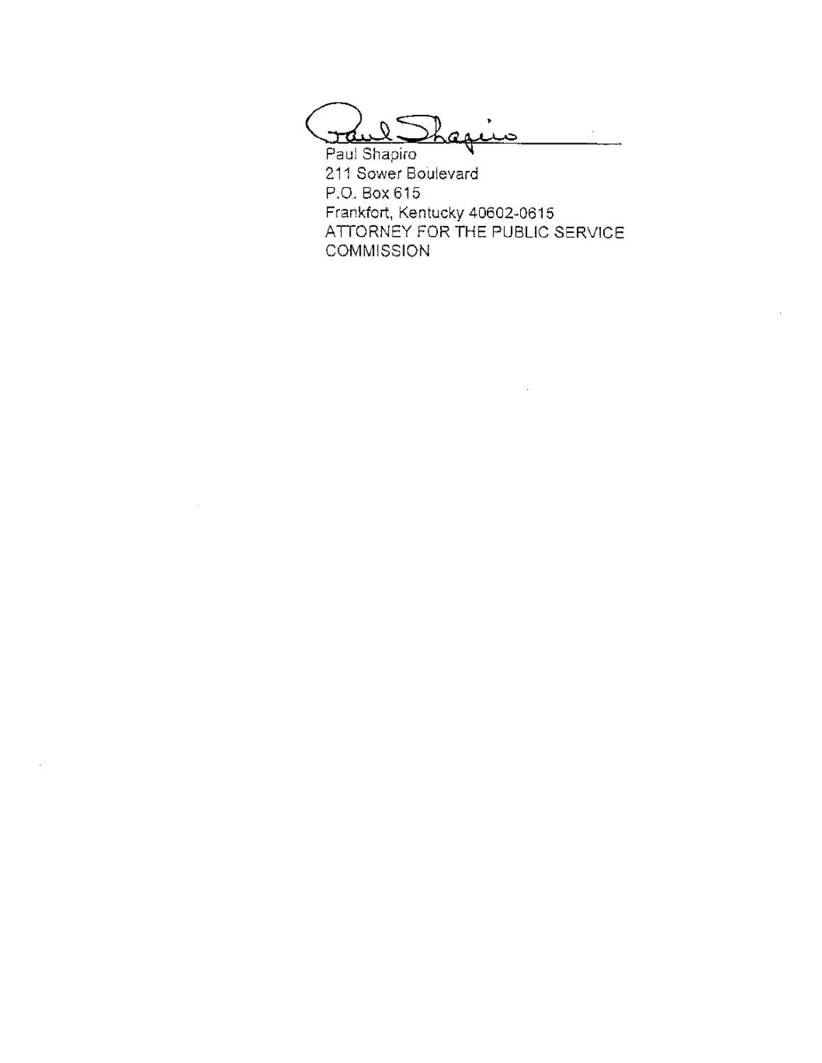Paul Shapiro
211 Sower Boulevard
P.O. Box 615
Frankfort, Kentucky 40602-0615
ATTORNEY FOR THE PUBLIC SERVICE COMMISSION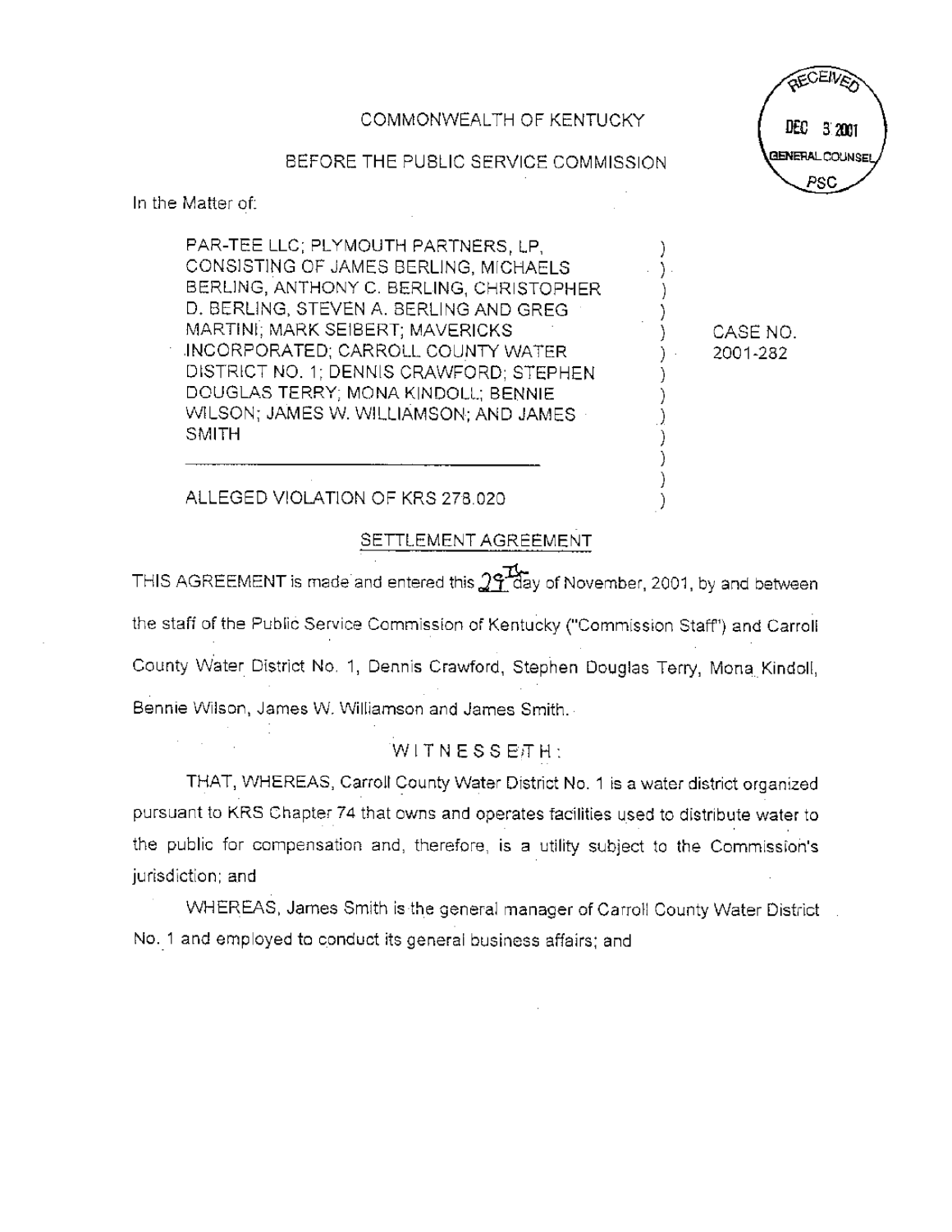COMMONWEALTH OF KENTUCKY

BEFORE THE PUBLIC SERVICE COMMISSION

RECEIVED
DEC 3 2001
GENERAL COUNSEL
PSC

In the Matter of:

| | | |
|---|---|---|
| PAR-TEE LLC; PLYMOUTH PARTNERS, LP, CONSISTING OF JAMES BERLING, MICHAELS BERLING, ANTHONY C. BERLING, CHRISTOPHER D. BERLING, STEVEN A. BERLING AND GREG MARTINI; MARK SEIBERT; MAVERICKS INCORPORATED; CARROLL COUNTY WATER DISTRICT NO. 1; DENNIS CRAWFORD; STEPHEN DOUGLAS TERRY; MONA KINDOLL; BENNIE WILSON; JAMES W. WILLIAMSON; AND JAMES SMITH | ) | CASE NO. 2001-282 |
| ALLEGED VIOLATION OF KRS 278.020 | ) | |

## SETTLEMENT AGREEMENT

THIS AGREEMENT is made and entered this 29th day of November, 2001, by and between the staff of the Public Service Commission of Kentucky ("Commission Staff") and Carroll County Water District No. 1, Dennis Crawford, Stephen Douglas Terry, Mona Kindoll, Bennie Wilson, James W. Williamson and James Smith.

WITNESSETH:

THAT, WHEREAS, Carroll County Water District No. 1 is a water district organized pursuant to KRS Chapter 74 that owns and operates facilities used to distribute water to the public for compensation and, therefore, is a utility subject to the Commission's jurisdiction; and

WHEREAS, James Smith is the general manager of Carroll County Water District No. 1 and employed to conduct its general business affairs; and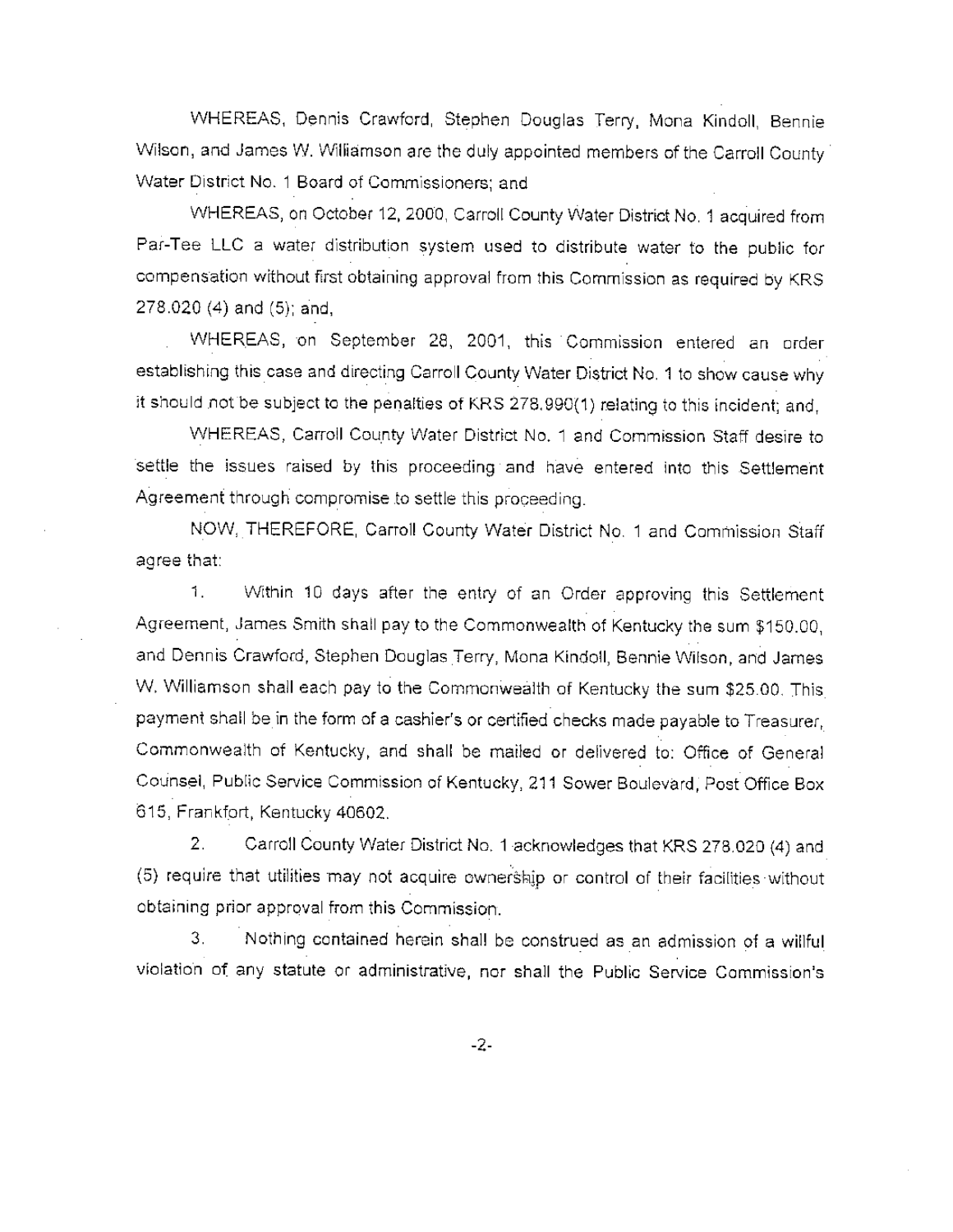WHEREAS, Dennis Crawford, Stephen Douglas Terry, Mona Kindoll, Bennie Wilson, and James W. Williamson are the duly appointed members of the Carroll County Water District No. 1 Board of Commissioners; and

WHEREAS, on October 12, 2000, Carroll County Water District No. 1 acquired from Par-Tee LLC a water distribution system used to distribute water to the public for compensation without first obtaining approval from this Commission as required by KRS 278.020 (4) and (5); and,

WHEREAS, on September 28, 2001, this Commission entered an order establishing this case and directing Carroll County Water District No. 1 to show cause why it should not be subject to the penalties of KRS 278.990(1) relating to this incident; and,

WHEREAS, Carroll County Water District No. 1 and Commission Staff desire to settle the issues raised by this proceeding and have entered into this Settlement Agreement through compromise to settle this proceeding.

NOW, THEREFORE, Carroll County Water District No. 1 and Commission Staff agree that:

1. Within 10 days after the entry of an Order approving this Settlement Agreement, James Smith shall pay to the Commonwealth of Kentucky the sum $150.00, and Dennis Crawford, Stephen Douglas Terry, Mona Kindoll, Bennie Wilson, and James W. Williamson shall each pay to the Commonwealth of Kentucky the sum $25.00. This payment shall be in the form of a cashier's or certified checks made payable to Treasurer, Commonwealth of Kentucky, and shall be mailed or delivered to: Office of General Counsel, Public Service Commission of Kentucky, 211 Sower Boulevard, Post Office Box 615, Frankfort, Kentucky 40602.

2. Carroll County Water District No. 1 acknowledges that KRS 278.020 (4) and (5) require that utilities may not acquire ownership or control of their facilities without obtaining prior approval from this Commission.

3. Nothing contained herein shall be construed as an admission of a willful violation of any statute or administrative, nor shall the Public Service Commission's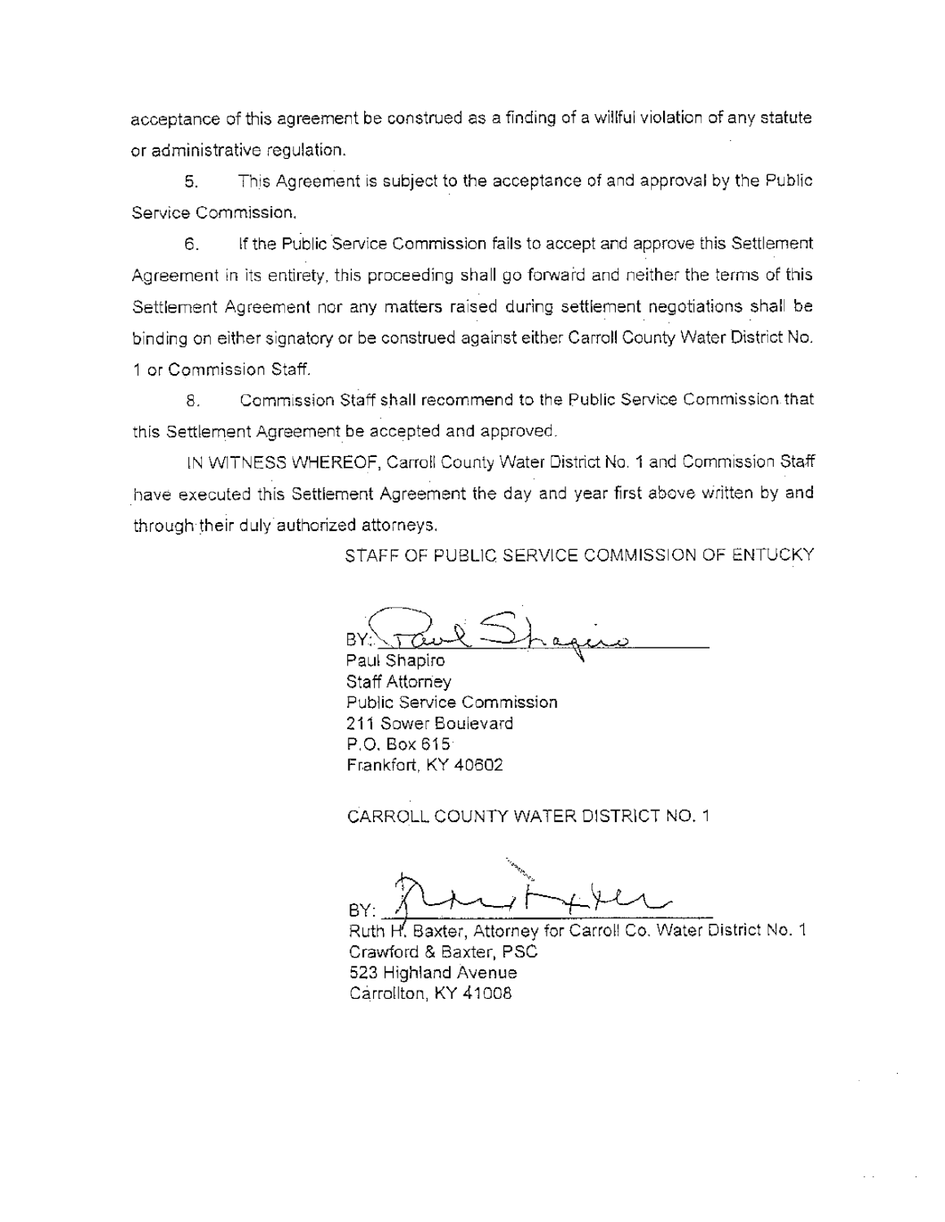acceptance of this agreement be construed as a finding of a willful violation of any statute or administrative regulation.

5. This Agreement is subject to the acceptance of and approval by the Public Service Commission.

6. If the Public Service Commission fails to accept and approve this Settlement Agreement in its entirety, this proceeding shall go forward and neither the terms of this Settlement Agreement nor any matters raised during settlement negotiations shall be binding on either signatory or be construed against either Carroll County Water District No. 1 or Commission Staff.

8. Commission Staff shall recommend to the Public Service Commission that this Settlement Agreement be accepted and approved.

IN WITNESS WHEREOF, Carroll County Water District No. 1 and Commission Staff have executed this Settlement Agreement the day and year first above written by and through their duly authorized attorneys.

STAFF OF PUBLIC SERVICE COMMISSION OF ENTUCKY

BY: Paul Shapiro
Paul Shapiro
Staff Attorney
Public Service Commission
211 Sower Boulevard
P.O. Box 615
Frankfort, KY 40602

CARROLL COUNTY WATER DISTRICT NO. 1

BY: Ruth Baxter
Ruth H. Baxter, Attorney for Carroll Co. Water District No. 1
Crawford & Baxter, PSC
523 Highland Avenue
Carrollton, KY 41008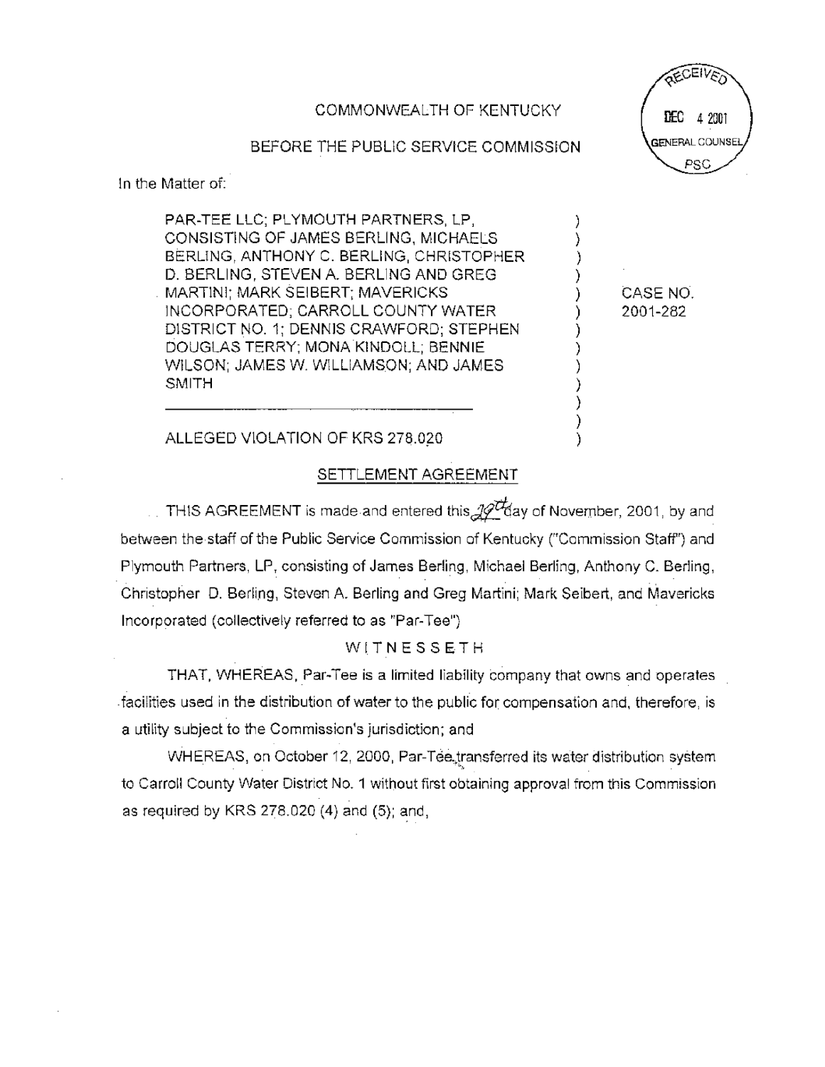COMMONWEALTH OF KENTUCKY

BEFORE THE PUBLIC SERVICE COMMISSION

RECEIVED
DEC 4 2001
GENERAL COUNSEL
PSC

In the Matter of:

| | | |
|---|---|---|
| PAR-TEE LLC; PLYMOUTH PARTNERS, LP, CONSISTING OF JAMES BERLING, MICHAELS BERLING, ANTHONY C. BERLING, CHRISTOPHER D. BERLING, STEVEN A. BERLING AND GREG MARTINI; MARK SEIBERT; MAVERICKS INCORPORATED; CARROLL COUNTY WATER DISTRICT NO. 1; DENNIS CRAWFORD; STEPHEN DOUGLAS TERRY; MONA KINDOLL; BENNIE WILSON; JAMES W. WILLIAMSON; AND JAMES SMITH | ) | CASE NO. 2001-282 |
| ALLEGED VIOLATION OF KRS 278.020 | ) | |

## SETTLEMENT AGREEMENT

THIS AGREEMENT is made and entered this 29th day of November, 2001, by and between the staff of the Public Service Commission of Kentucky ("Commission Staff") and Plymouth Partners, LP, consisting of James Berling, Michael Berling, Anthony C. Berling, Christopher D. Berling, Steven A. Berling and Greg Martini; Mark Seibert, and Mavericks Incorporated (collectively referred to as "Par-Tee")

WITNESSETH

THAT, WHEREAS, Par-Tee is a limited liability company that owns and operates facilities used in the distribution of water to the public for compensation and, therefore, is a utility subject to the Commission's jurisdiction; and

WHEREAS, on October 12, 2000, Par-Tee transferred its water distribution system to Carroll County Water District No. 1 without first obtaining approval from this Commission as required by KRS 278.020 (4) and (5); and,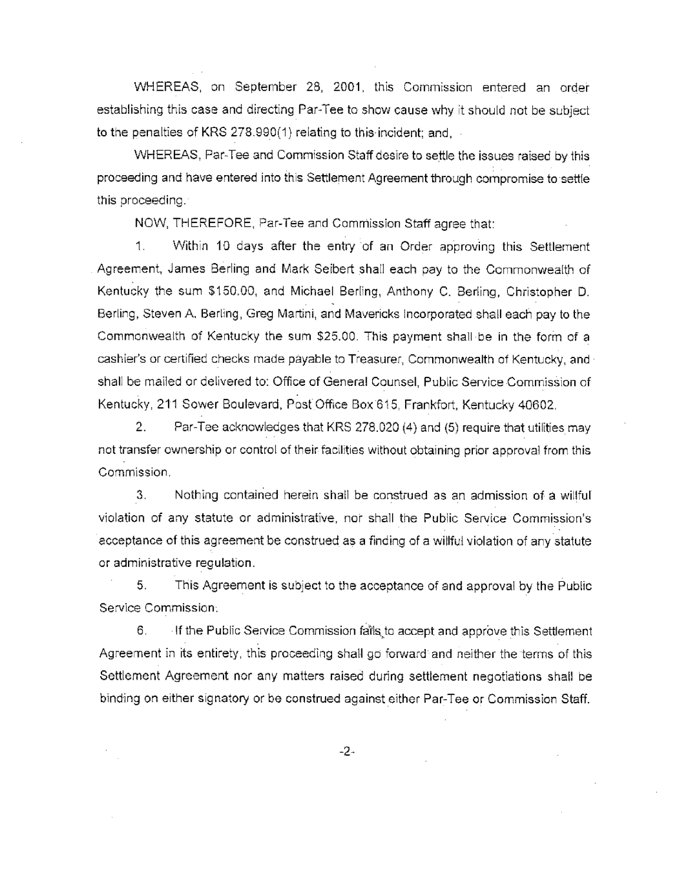WHEREAS, on September 28, 2001, this Commission entered an order establishing this case and directing Par-Tee to show cause why it should not be subject to the penalties of KRS 278.990(1) relating to this incident; and,

WHEREAS, Par-Tee and Commission Staff desire to settle the issues raised by this proceeding and have entered into this Settlement Agreement through compromise to settle this proceeding.

NOW, THEREFORE, Par-Tee and Commission Staff agree that:

1. Within 10 days after the entry of an Order approving this Settlement Agreement, James Berling and Mark Seibert shall each pay to the Commonwealth of Kentucky the sum $150.00, and Michael Berling, Anthony C. Berling, Christopher D. Berling, Steven A. Berling, Greg Martini, and Mavericks Incorporated shall each pay to the Commonwealth of Kentucky the sum $25.00. This payment shall be in the form of a cashier's or certified checks made payable to Treasurer, Commonwealth of Kentucky, and shall be mailed or delivered to: Office of General Counsel, Public Service Commission of Kentucky, 211 Sower Boulevard, Post Office Box 615, Frankfort, Kentucky 40602.

2. Par-Tee acknowledges that KRS 278.020 (4) and (5) require that utilities may not transfer ownership or control of their facilities without obtaining prior approval from this Commission.

3. Nothing contained herein shall be construed as an admission of a willful violation of any statute or administrative, nor shall the Public Service Commission's acceptance of this agreement be construed as a finding of a willful violation of any statute or administrative regulation.

5. This Agreement is subject to the acceptance of and approval by the Public Service Commission.

6. If the Public Service Commission fails to accept and approve this Settlement Agreement in its entirety, this proceeding shall go forward and neither the terms of this Settlement Agreement nor any matters raised during settlement negotiations shall be binding on either signatory or be construed against either Par-Tee or Commission Staff.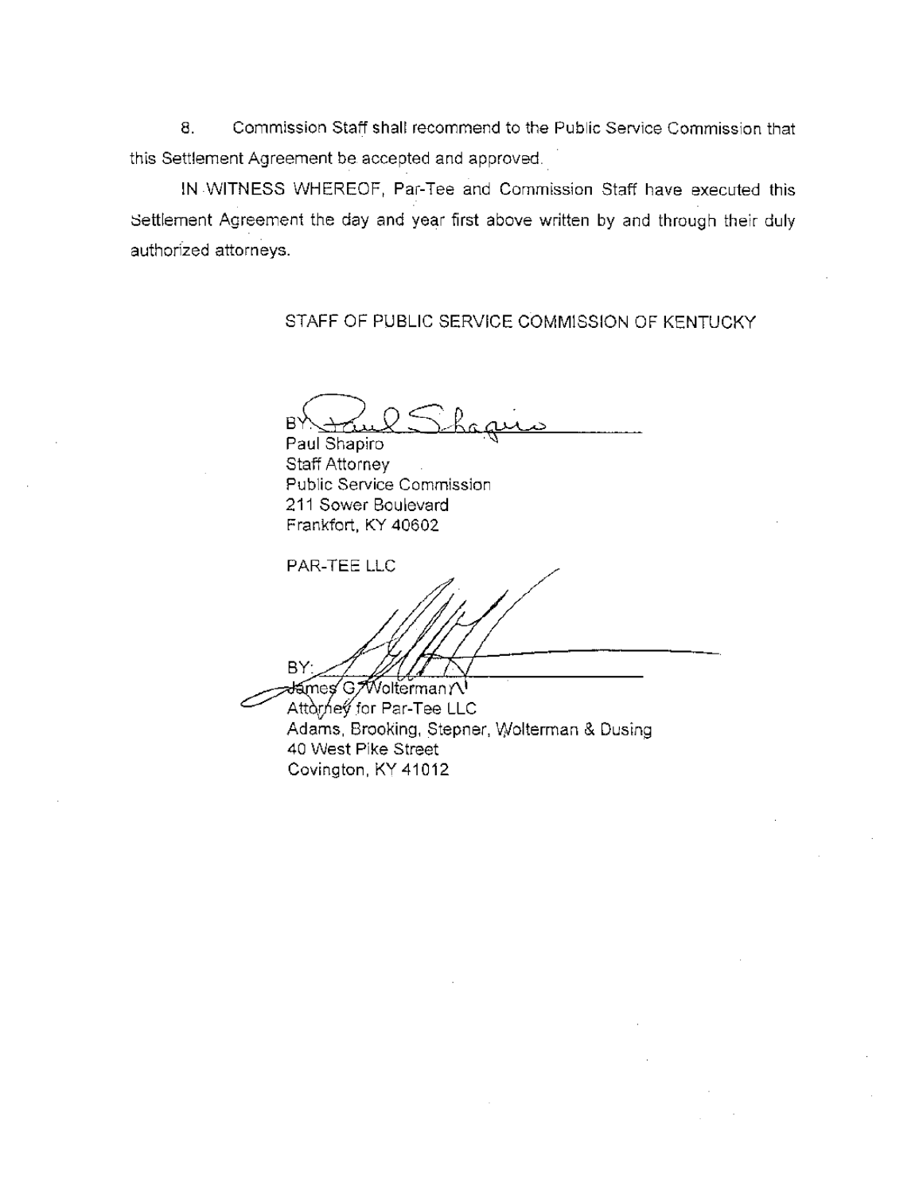8. Commission Staff shall recommend to the Public Service Commission that this Settlement Agreement be accepted and approved.

IN WITNESS WHEREOF, Par-Tee and Commission Staff have executed this Settlement Agreement the day and year first above written by and through their duly authorized attorneys.

STAFF OF PUBLIC SERVICE COMMISSION OF KENTUCKY

BY: Paul Shapiro

Paul Shapiro
Staff Attorney
Public Service Commission
211 Sower Boulevard
Frankfort, KY 40602

PAR-TEE LLC

BY: ______________________

James G. Wolterman
Attorney for Par-Tee LLC
Adams, Brooking, Stepner, Wolterman & Dusing
40 West Pike Street
Covington, KY 41012